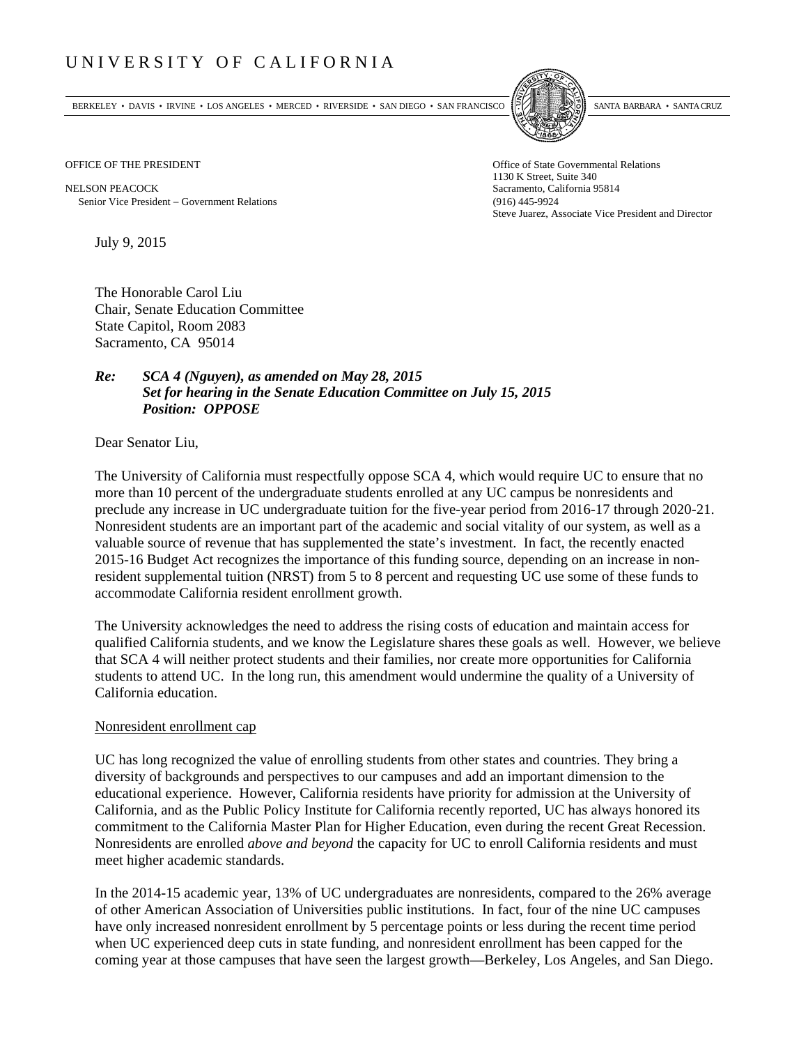# UNIVERSITY OF CALIFORNIA

BERKELEY • DAVIS • IRVINE • LOS ANGELES • MERCED • RIVERSIDE • SAN DIEGO • SAN FRANCISCO SANTA BARBARA • SANTA CRUZ

OFFICE OF THE PRESIDENT

NELSON PEACOCK
Senior Vice President – Government Relations

Office of State Governmental Relations
1130 K Street, Suite 340
Sacramento, California 95814
(916) 445-9924
Steve Juarez, Associate Vice President and Director

July 9, 2015

The Honorable Carol Liu
Chair, Senate Education Committee
State Capitol, Room 2083
Sacramento, CA 95014

***Re: SCA 4 (Nguyen), as amended on May 28, 2015***
***Set for hearing in the Senate Education Committee on July 15, 2015***
***Position: OPPOSE***

Dear Senator Liu,

The University of California must respectfully oppose SCA 4, which would require UC to ensure that no more than 10 percent of the undergraduate students enrolled at any UC campus be nonresidents and preclude any increase in UC undergraduate tuition for the five-year period from 2016-17 through 2020-21. Nonresident students are an important part of the academic and social vitality of our system, as well as a valuable source of revenue that has supplemented the state's investment. In fact, the recently enacted 2015-16 Budget Act recognizes the importance of this funding source, depending on an increase in non-resident supplemental tuition (NRST) from 5 to 8 percent and requesting UC use some of these funds to accommodate California resident enrollment growth.

The University acknowledges the need to address the rising costs of education and maintain access for qualified California students, and we know the Legislature shares these goals as well. However, we believe that SCA 4 will neither protect students and their families, nor create more opportunities for California students to attend UC. In the long run, this amendment would undermine the quality of a University of California education.

<u>Nonresident enrollment cap</u>

UC has long recognized the value of enrolling students from other states and countries. They bring a diversity of backgrounds and perspectives to our campuses and add an important dimension to the educational experience. However, California residents have priority for admission at the University of California, and as the Public Policy Institute for California recently reported, UC has always honored its commitment to the California Master Plan for Higher Education, even during the recent Great Recession. Nonresidents are enrolled *above and beyond* the capacity for UC to enroll California residents and must meet higher academic standards.

In the 2014-15 academic year, 13% of UC undergraduates are nonresidents, compared to the 26% average of other American Association of Universities public institutions. In fact, four of the nine UC campuses have only increased nonresident enrollment by 5 percentage points or less during the recent time period when UC experienced deep cuts in state funding, and nonresident enrollment has been capped for the coming year at those campuses that have seen the largest growth—Berkeley, Los Angeles, and San Diego.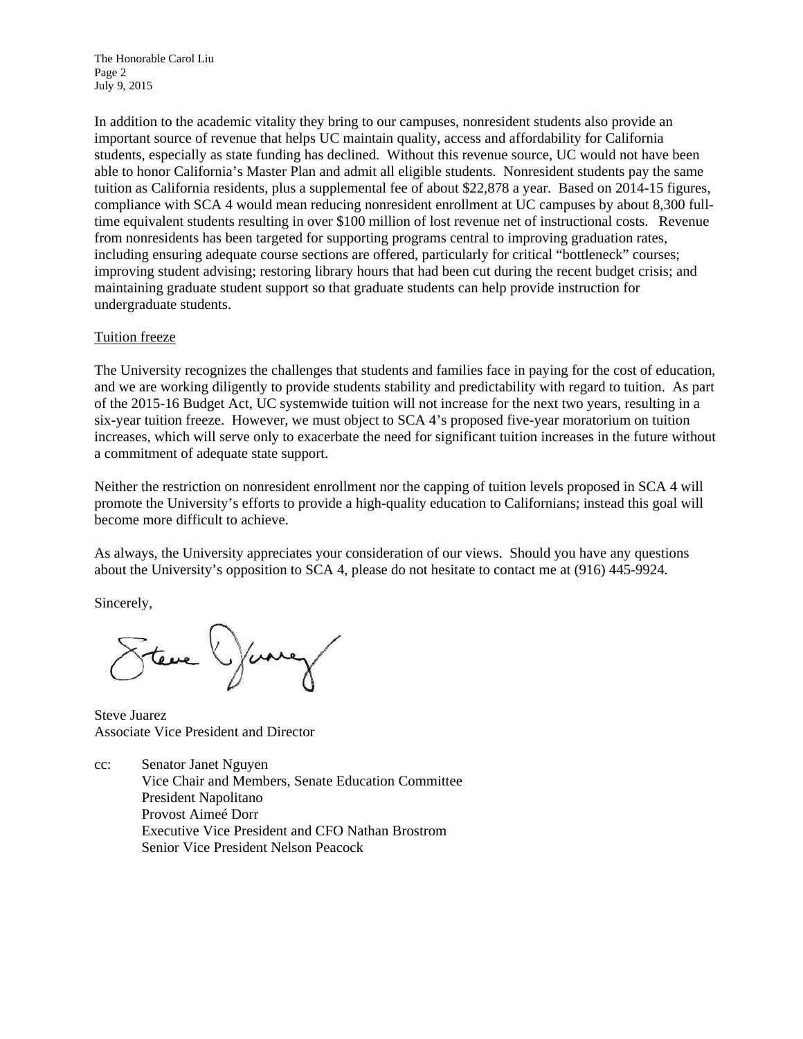In addition to the academic vitality they bring to our campuses, nonresident students also provide an important source of revenue that helps UC maintain quality, access and affordability for California students, especially as state funding has declined. Without this revenue source, UC would not have been able to honor California's Master Plan and admit all eligible students. Nonresident students pay the same tuition as California residents, plus a supplemental fee of about $22,878 a year. Based on 2014-15 figures, compliance with SCA 4 would mean reducing nonresident enrollment at UC campuses by about 8,300 full-time equivalent students resulting in over $100 million of lost revenue net of instructional costs. Revenue from nonresidents has been targeted for supporting programs central to improving graduation rates, including ensuring adequate course sections are offered, particularly for critical "bottleneck" courses; improving student advising; restoring library hours that had been cut during the recent budget crisis; and maintaining graduate student support so that graduate students can help provide instruction for undergraduate students.

Tuition freeze

The University recognizes the challenges that students and families face in paying for the cost of education, and we are working diligently to provide students stability and predictability with regard to tuition. As part of the 2015-16 Budget Act, UC systemwide tuition will not increase for the next two years, resulting in a six-year tuition freeze. However, we must object to SCA 4's proposed five-year moratorium on tuition increases, which will serve only to exacerbate the need for significant tuition increases in the future without a commitment of adequate state support.

Neither the restriction on nonresident enrollment nor the capping of tuition levels proposed in SCA 4 will promote the University's efforts to provide a high-quality education to Californians; instead this goal will become more difficult to achieve.

As always, the University appreciates your consideration of our views. Should you have any questions about the University's opposition to SCA 4, please do not hesitate to contact me at (916) 445-9924.

Sincerely,

Steve Juarez
Associate Vice President and Director

cc: Senator Janet Nguyen
Vice Chair and Members, Senate Education Committee
President Napolitano
Provost Aimeé Dorr
Executive Vice President and CFO Nathan Brostrom
Senior Vice President Nelson Peacock